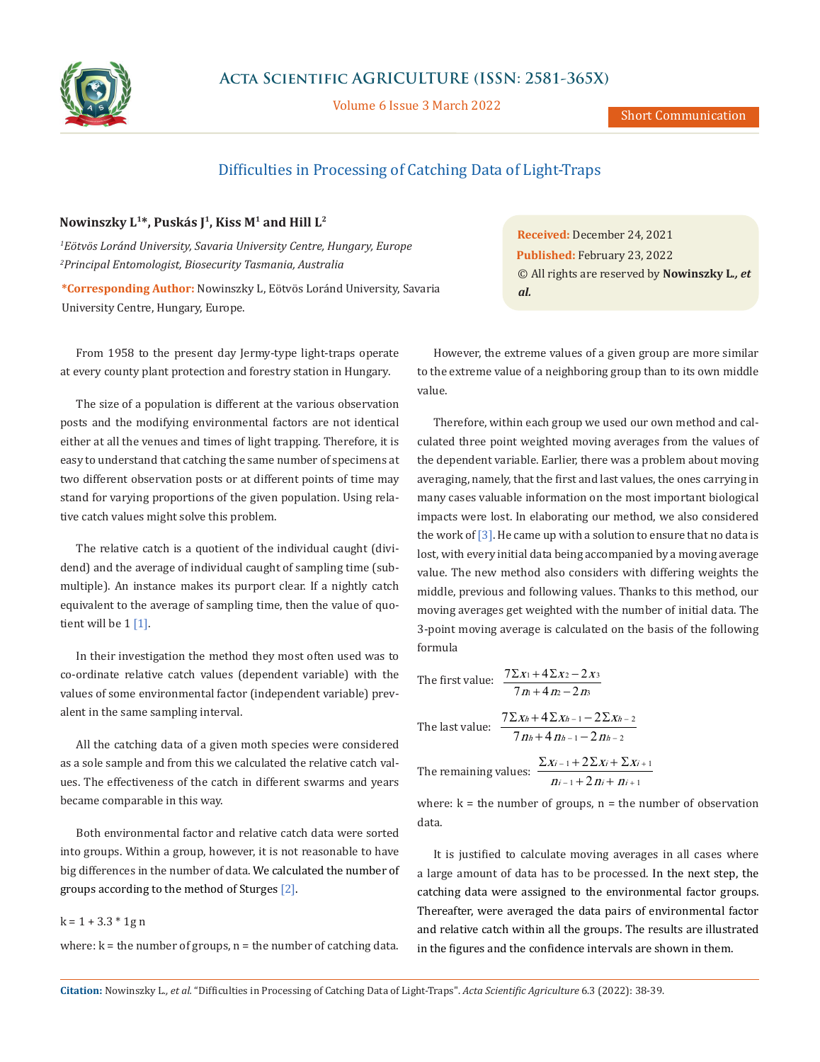# Difficulties in Processing of Catching Data of Light-Traps

**Nowinszky L[1]*, Puskás J[1], Kiss M[1] and Hill L[2]**

*[1]Eötvös Loránd University, Savaria University Centre, Hungary, Europe*
*[2]Principal Entomologist, Biosecurity Tasmania, Australia*

**\*Corresponding Author:** Nowinszky L, Eötvös Loránd University, Savaria University Centre, Hungary, Europe.

**Received:** December 24, 2021
**Published:** February 23, 2022
© All rights are reserved by **Nowinszky L., *et al.***

From 1958 to the present day Jermy-type light-traps operate at every county plant protection and forestry station in Hungary.

The size of a population is different at the various observation posts and the modifying environmental factors are not identical either at all the venues and times of light trapping. Therefore, it is easy to understand that catching the same number of specimens at two different observation posts or at different points of time may stand for varying proportions of the given population. Using relative catch values might solve this problem.

The relative catch is a quotient of the individual caught (dividend) and the average of individual caught of sampling time (submultiple). An instance makes its purport clear. If a nightly catch equivalent to the average of sampling time, then the value of quotient will be 1 [1].

In their investigation the method they most often used was to co-ordinate relative catch values (dependent variable) with the values of some environmental factor (independent variable) prevalent in the same sampling interval.

All the catching data of a given moth species were considered as a sole sample and from this we calculated the relative catch values. The effectiveness of the catch in different swarms and years became comparable in this way.

Both environmental factor and relative catch data were sorted into groups. Within a group, however, it is not reasonable to have big differences in the number of data. We calculated the number of groups according to the method of Sturges [2].

$k = 1 + 3.3 * 1g\ n$

where: k = the number of groups, n = the number of catching data.

However, the extreme values of a given group are more similar to the extreme value of a neighboring group than to its own middle value.

Therefore, within each group we used our own method and calculated three point weighted moving averages from the values of the dependent variable. Earlier, there was a problem about moving averaging, namely, that the first and last values, the ones carrying in many cases valuable information on the most important biological impacts were lost. In elaborating our method, we also considered the work of [3]. He came up with a solution to ensure that no data is lost, with every initial data being accompanied by a moving average value. The new method also considers with differing weights the middle, previous and following values. Thanks to this method, our moving averages get weighted with the number of initial data. The 3-point moving average is calculated on the basis of the following formula

The first value: $\dfrac{7\Sigma x_1 + 4\Sigma x_2 - 2x_3}{7n_1 + 4n_2 - 2n_3}$

The last value: $\dfrac{7\Sigma x_h + 4\Sigma x_{h-1} - 2\Sigma x_{h-2}}{7n_h + 4n_{h-1} - 2n_{h-2}}$

The remaining values: $\dfrac{\Sigma x_{i-1} + 2\Sigma x_i + \Sigma x_{i+1}}{n_{i-1} + 2n_i + n_{i+1}}$

where: k = the number of groups, n = the number of observation data.

It is justified to calculate moving averages in all cases where a large amount of data has to be processed. In the next step, the catching data were assigned to the environmental factor groups. Thereafter, were averaged the data pairs of environmental factor and relative catch within all the groups. The results are illustrated in the figures and the confidence intervals are shown in them.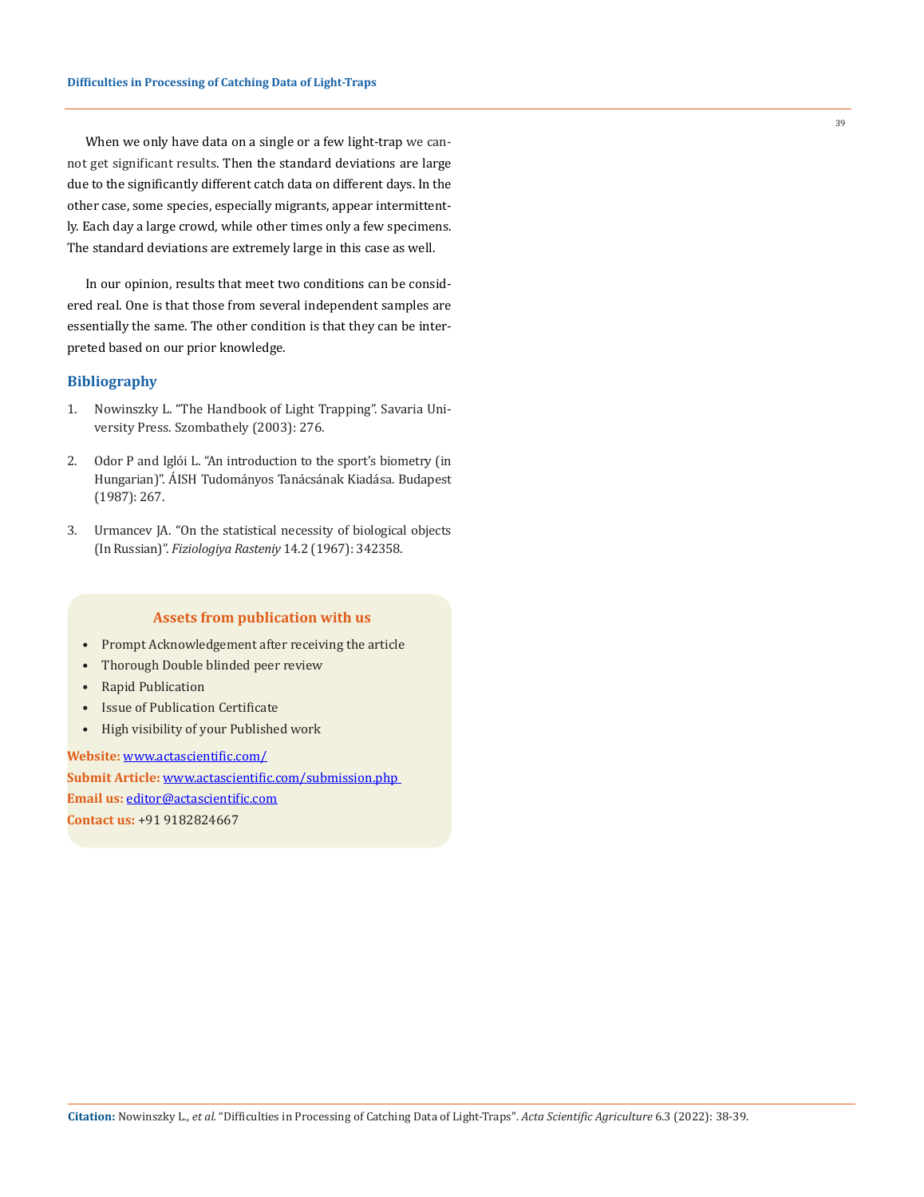When we only have data on a single or a few light-trap we cannot get significant results. Then the standard deviations are large due to the significantly different catch data on different days. In the other case, some species, especially migrants, appear intermittently. Each day a large crowd, while other times only a few specimens. The standard deviations are extremely large in this case as well.

In our opinion, results that meet two conditions can be considered real. One is that those from several independent samples are essentially the same. The other condition is that they can be interpreted based on our prior knowledge.

## Bibliography

1. Nowinszky L. “The Handbook of Light Trapping”. Savaria University Press. Szombathely (2003): 276.
2. Odor P and Iglói L. “An introduction to the sport’s biometry (in Hungarian)”. ÁISH Tudományos Tanácsának Kiadása. Budapest (1987): 267.
3. Urmancev JA. “On the statistical necessity of biological objects (In Russian)”. *Fiziologiya Rasteniy* 14.2 (1967): 342358.

### Assets from publication with us

- Prompt Acknowledgement after receiving the article
- Thorough Double blinded peer review
- Rapid Publication
- Issue of Publication Certificate
- High visibility of your Published work

**Website:** www.actascientific.com/
**Submit Article:** www.actascientific.com/submission.php
**Email us:** editor@actascientific.com
**Contact us:** +91 9182824667